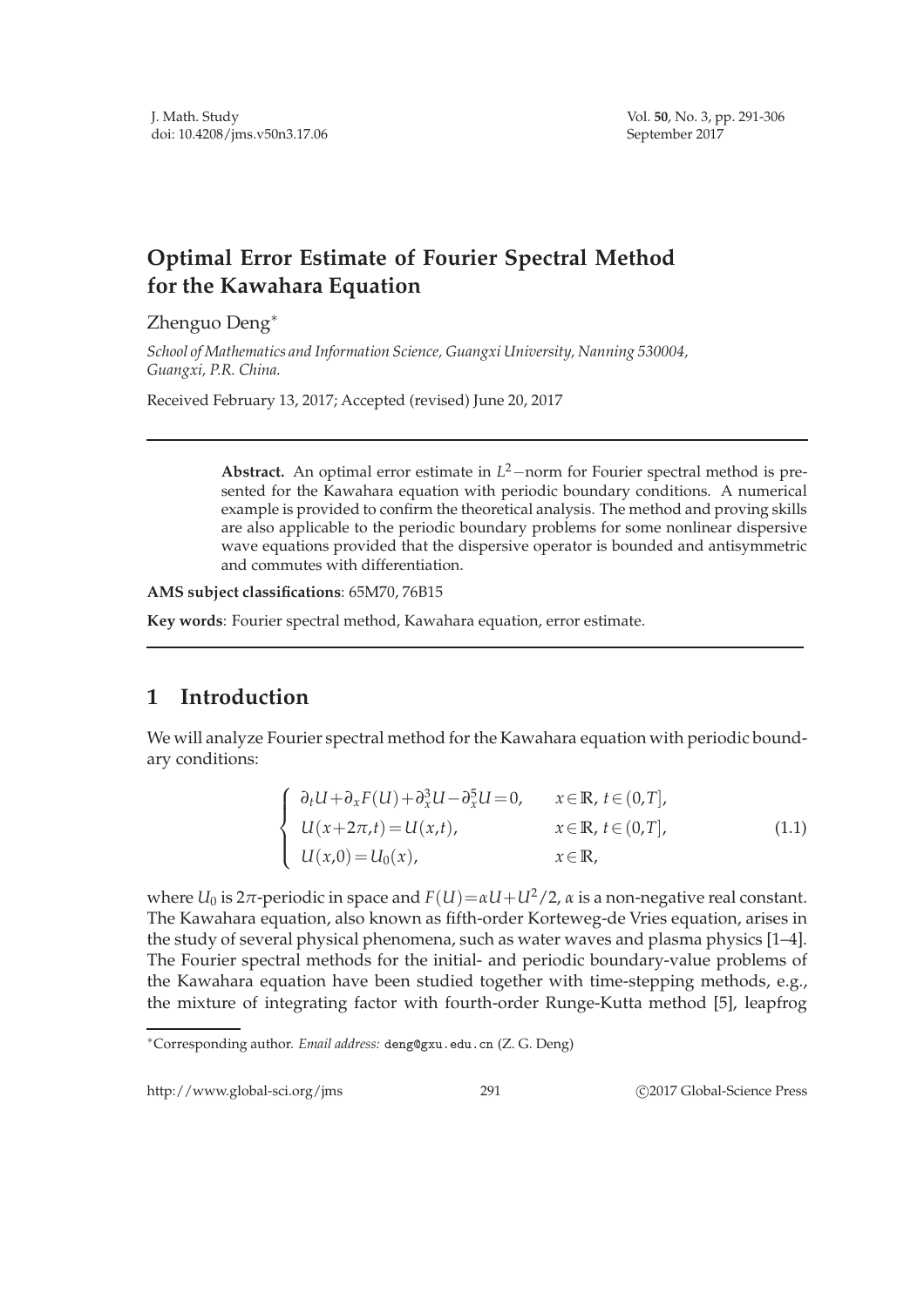# Optimal Error Estimate of Fourier Spectral Method for the Kawahara Equation

Zhenguo Deng*

*School of Mathematics and Information Science, Guangxi University, Nanning 530004, Guangxi, P.R. China.*

Received February 13, 2017; Accepted (revised) June 20, 2017

---

**Abstract.** An optimal error estimate in $L^2-$norm for Fourier spectral method is presented for the Kawahara equation with periodic boundary conditions. A numerical example is provided to confirm the theoretical analysis. The method and proving skills are also applicable to the periodic boundary problems for some nonlinear dispersive wave equations provided that the dispersive operator is bounded and antisymmetric and commutes with differentiation.

**AMS subject classifications**: 65M70, 76B15

**Key words**: Fourier spectral method, Kawahara equation, error estimate.

---

## 1 Introduction

We will analyze Fourier spectral method for the Kawahara equation with periodic boundary conditions:

$$
\begin{cases}
\partial_t U + \partial_x F(U) + \partial_x^3 U - \partial_x^5 U = 0, & x \in \mathbb{R},\ t \in (0,T], \\
U(x+2\pi, t) = U(x,t), & x \in \mathbb{R},\ t \in (0,T], \\
U(x,0) = U_0(x), & x \in \mathbb{R},
\end{cases}
\tag{1.1}
$$

where $U_0$ is $2\pi$-periodic in space and $F(U) = \alpha U + U^2/2$, $\alpha$ is a non-negative real constant. The Kawahara equation, also known as fifth-order Korteweg-de Vries equation, arises in the study of several physical phenomena, such as water waves and plasma physics [1–4]. The Fourier spectral methods for the initial- and periodic boundary-value problems of the Kawahara equation have been studied together with time-stepping methods, e.g., the mixture of integrating factor with fourth-order Runge-Kutta method [5], leapfrog

---

*Corresponding author. *Email address:* deng@gxu.edu.cn (Z. G. Deng)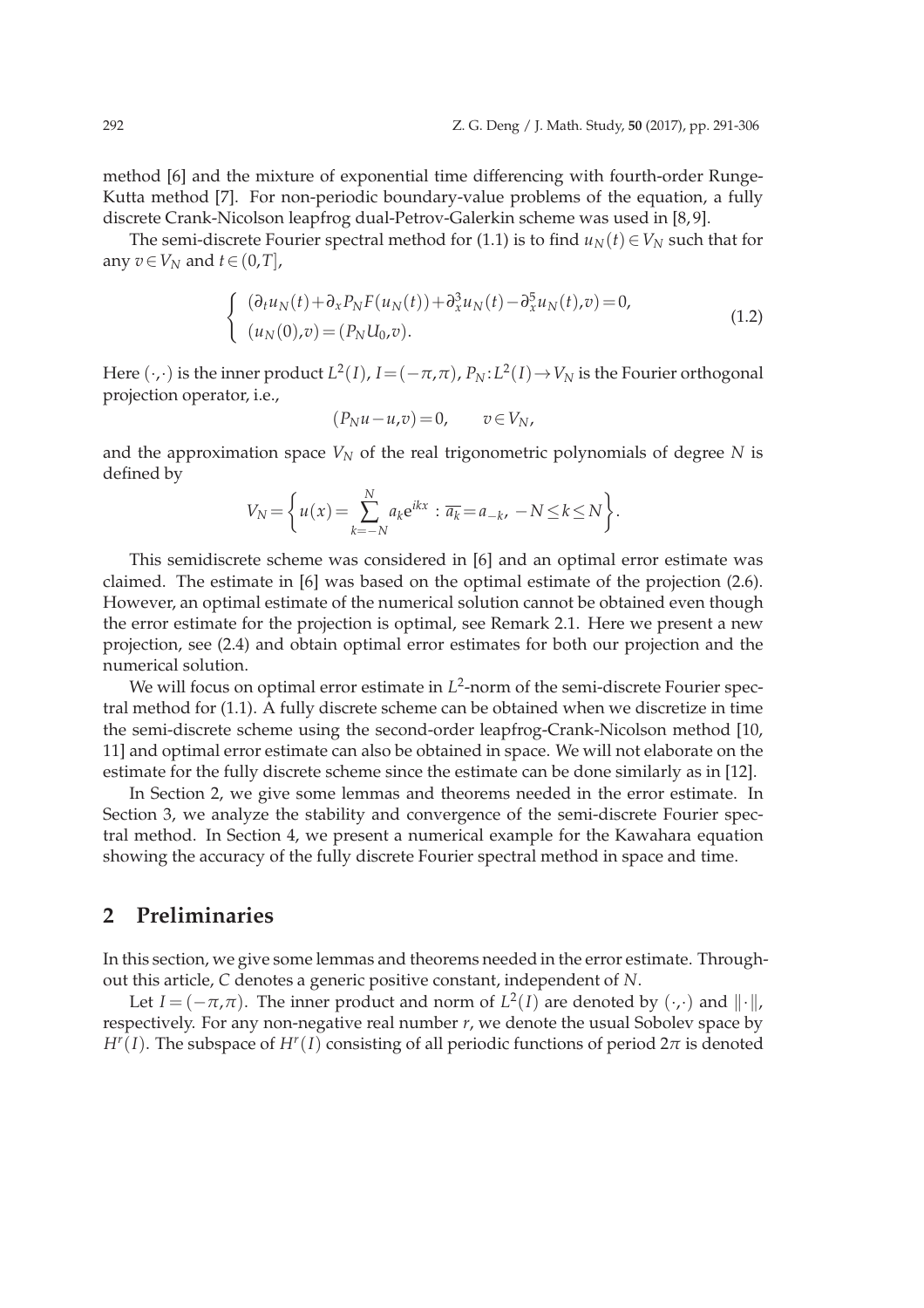method [6] and the mixture of exponential time differencing with fourth-order Runge-Kutta method [7]. For non-periodic boundary-value problems of the equation, a fully discrete Crank-Nicolson leapfrog dual-Petrov-Galerkin scheme was used in [8,9].

The semi-discrete Fourier spectral method for (1.1) is to find $u_N(t)\in V_N$ such that for any $v\in V_N$ and $t\in(0,T]$,

$$
\begin{cases}
(\partial_t u_N(t)+\partial_x P_N F(u_N(t))+\partial_x^3 u_N(t)-\partial_x^5 u_N(t),v)=0,\\
(u_N(0),v)=(P_N U_0,v).
\end{cases}
\tag{1.2}
$$

Here $(\cdot,\cdot)$ is the inner product $L^2(I)$, $I=(-\pi,\pi)$, $P_N:L^2(I)\to V_N$ is the Fourier orthogonal projection operator, i.e.,

$$
(P_N u-u,v)=0,\qquad v\in V_N,
$$

and the approximation space $V_N$ of the real trigonometric polynomials of degree $N$ is defined by

$$
V_N=\left\{u(x)=\sum_{k=-N}^{N}a_k e^{ikx}:\overline{a_k}=a_{-k},\ -N\le k\le N\right\}.
$$

This semidiscrete scheme was considered in [6] and an optimal error estimate was claimed. The estimate in [6] was based on the optimal estimate of the projection (2.6). However, an optimal estimate of the numerical solution cannot be obtained even though the error estimate for the projection is optimal, see Remark 2.1. Here we present a new projection, see (2.4) and obtain optimal error estimates for both our projection and the numerical solution.

We will focus on optimal error estimate in $L^2$-norm of the semi-discrete Fourier spectral method for (1.1). A fully discrete scheme can be obtained when we discretize in time the semi-discrete scheme using the second-order leapfrog-Crank-Nicolson method [10, 11] and optimal error estimate can also be obtained in space. We will not elaborate on the estimate for the fully discrete scheme since the estimate can be done similarly as in [12].

In Section 2, we give some lemmas and theorems needed in the error estimate. In Section 3, we analyze the stability and convergence of the semi-discrete Fourier spectral method. In Section 4, we present a numerical example for the Kawahara equation showing the accuracy of the fully discrete Fourier spectral method in space and time.

## 2 Preliminaries

In this section, we give some lemmas and theorems needed in the error estimate. Throughout this article, $C$ denotes a generic positive constant, independent of $N$.

Let $I=(-\pi,\pi)$. The inner product and norm of $L^2(I)$ are denoted by $(\cdot,\cdot)$ and $\|\cdot\|$, respectively. For any non-negative real number $r$, we denote the usual Sobolev space by $H^r(I)$. The subspace of $H^r(I)$ consisting of all periodic functions of period $2\pi$ is denoted